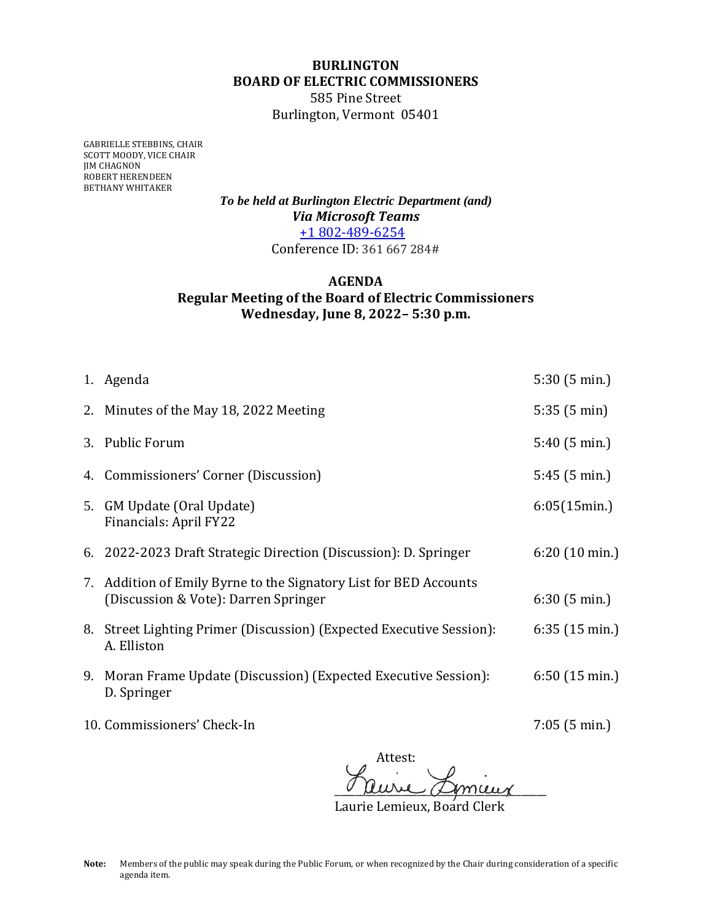# BURLINGTON
## BOARD OF ELECTRIC COMMISSIONERS

585 Pine Street
Burlington, Vermont 05401

GABRIELLE STEBBINS, CHAIR
SCOTT MOODY, VICE CHAIR
JIM CHAGNON
ROBERT HERENDEEN
BETHANY WHITAKER

***To be held at Burlington Electric Department (and)***
***Via Microsoft Teams***
[+1 802-489-6254](tel:+18024896254)
Conference ID: 361 667 284#

## AGENDA
### Regular Meeting of the Board of Electric Commissioners
### Wednesday, June 8, 2022– 5:30 p.m.

| | Item | Time |
|---|---|---|
| 1. | Agenda | 5:30 (5 min.) |
| 2. | Minutes of the May 18, 2022 Meeting | 5:35 (5 min) |
| 3. | Public Forum | 5:40 (5 min.) |
| 4. | Commissioners' Corner (Discussion) | 5:45 (5 min.) |
| 5. | GM Update (Oral Update)<br>Financials: April FY22 | 6:05(15min.) |
| 6. | 2022-2023 Draft Strategic Direction (Discussion): D. Springer | 6:20 (10 min.) |
| 7. | Addition of Emily Byrne to the Signatory List for BED Accounts (Discussion & Vote): Darren Springer | 6:30 (5 min.) |
| 8. | Street Lighting Primer (Discussion) (Expected Executive Session): A. Elliston | 6:35 (15 min.) |
| 9. | Moran Frame Update (Discussion) (Expected Executive Session): D. Springer | 6:50 (15 min.) |
| 10. | Commissioners' Check-In | 7:05 (5 min.) |

Attest:

Laurie Lemieux

Laurie Lemieux, Board Clerk

**Note:** Members of the public may speak during the Public Forum, or when recognized by the Chair during consideration of a specific agenda item.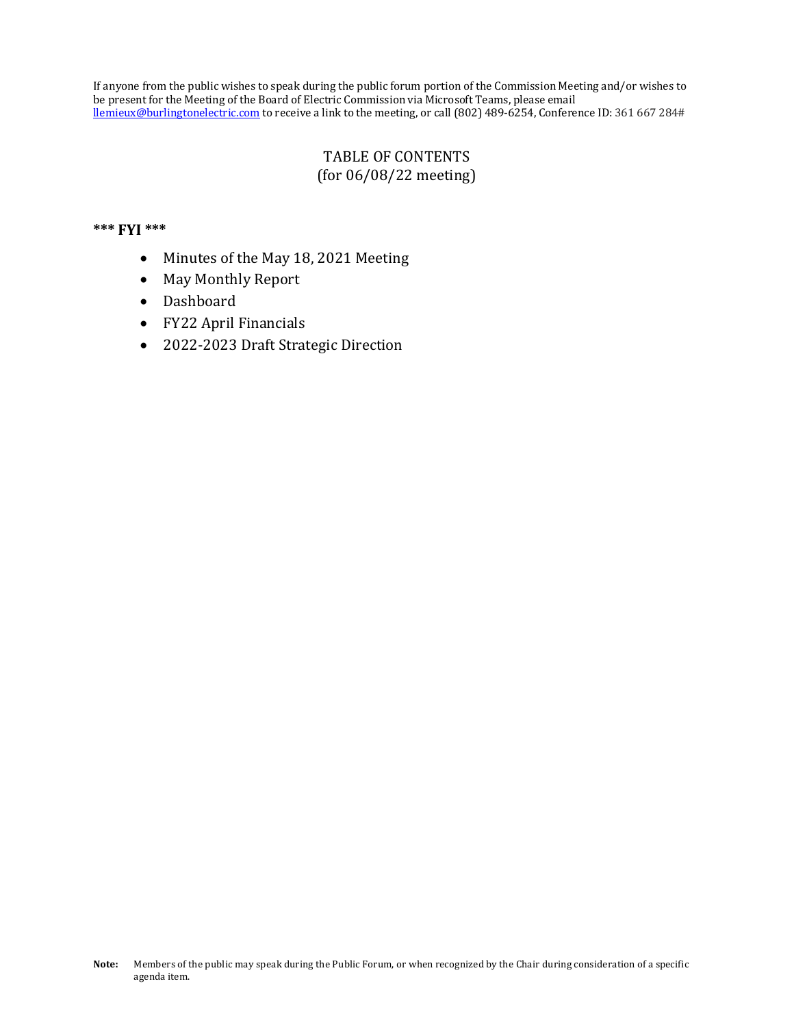If anyone from the public wishes to speak during the public forum portion of the Commission Meeting and/or wishes to be present for the Meeting of the Board of Electric Commission via Microsoft Teams, please email llemieux@burlingtonelectric.com to receive a link to the meeting, or call (802) 489-6254, Conference ID: 361 667 284#

# TABLE OF CONTENTS
## (for 06/08/22 meeting)

**\*\*\* FYI \*\*\***

- Minutes of the May 18, 2021 Meeting
- May Monthly Report
- Dashboard
- FY22 April Financials
- 2022-2023 Draft Strategic Direction

**Note:** Members of the public may speak during the Public Forum, or when recognized by the Chair during consideration of a specific agenda item.